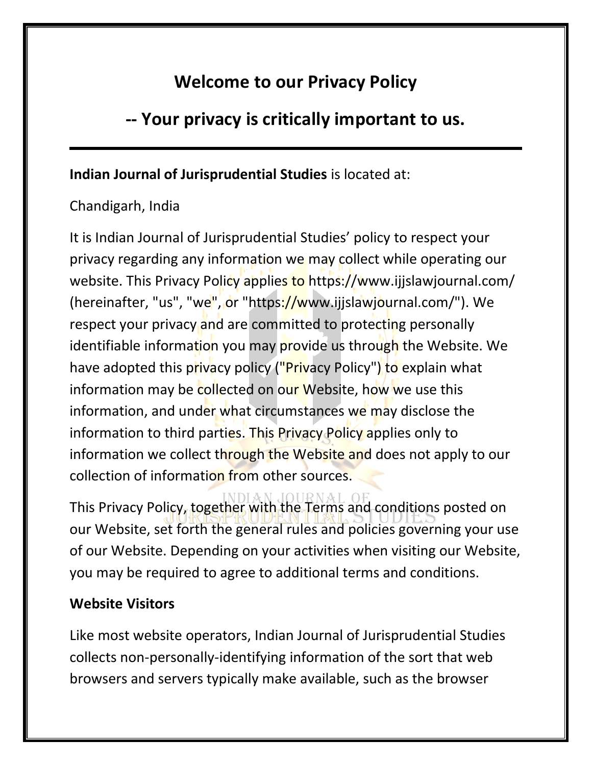# Welcome to our Privacy Policy

## -- Your privacy is critically important to us.

**Indian Journal of Jurisprudential Studies** is located at:

Chandigarh, India

It is Indian Journal of Jurisprudential Studies' policy to respect your privacy regarding any information we may collect while operating our website. This Privacy Policy applies to https://www.ijjslawjournal.com/ (hereinafter, "us", "we", or "https://www.ijjslawjournal.com/"). We respect your privacy and are committed to protecting personally identifiable information you may provide us through the Website. We have adopted this privacy policy ("Privacy Policy") to explain what information may be collected on our Website, how we use this information, and under what circumstances we may disclose the information to third parties. This Privacy Policy applies only to information we collect through the Website and does not apply to our collection of information from other sources.

This Privacy Policy, together with the Terms and conditions posted on our Website, set forth the general rules and policies governing your use of our Website. Depending on your activities when visiting our Website, you may be required to agree to additional terms and conditions.

**Website Visitors**

Like most website operators, Indian Journal of Jurisprudential Studies collects non-personally-identifying information of the sort that web browsers and servers typically make available, such as the browser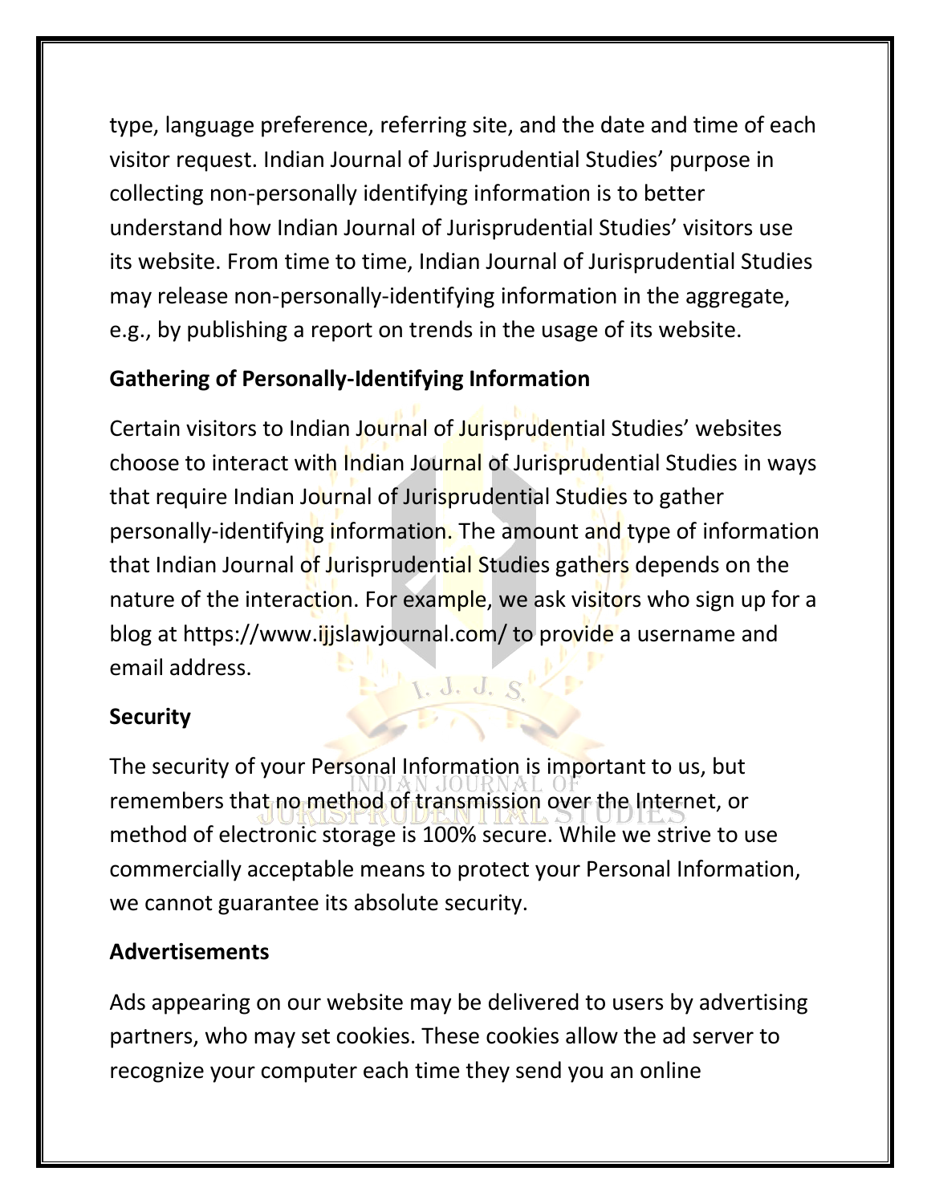type, language preference, referring site, and the date and time of each visitor request. Indian Journal of Jurisprudential Studies' purpose in collecting non-personally identifying information is to better understand how Indian Journal of Jurisprudential Studies' visitors use its website. From time to time, Indian Journal of Jurisprudential Studies may release non-personally-identifying information in the aggregate, e.g., by publishing a report on trends in the usage of its website.

**Gathering of Personally-Identifying Information**

Certain visitors to Indian Journal of Jurisprudential Studies' websites choose to interact with Indian Journal of Jurisprudential Studies in ways that require Indian Journal of Jurisprudential Studies to gather personally-identifying information. The amount and type of information that Indian Journal of Jurisprudential Studies gathers depends on the nature of the interaction. For example, we ask visitors who sign up for a blog at https://www.ijjslawjournal.com/ to provide a username and email address.

**Security**

The security of your Personal Information is important to us, but remembers that no method of transmission over the Internet, or method of electronic storage is 100% secure. While we strive to use commercially acceptable means to protect your Personal Information, we cannot guarantee its absolute security.

**Advertisements**

Ads appearing on our website may be delivered to users by advertising partners, who may set cookies. These cookies allow the ad server to recognize your computer each time they send you an online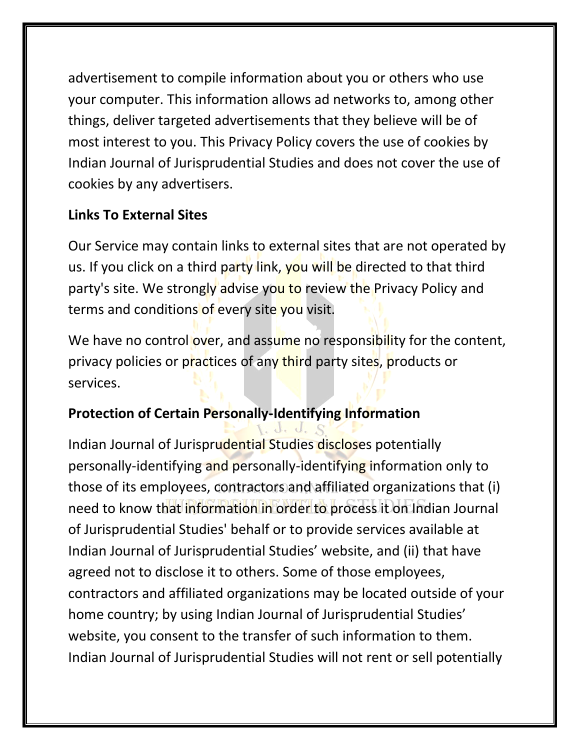advertisement to compile information about you or others who use your computer. This information allows ad networks to, among other things, deliver targeted advertisements that they believe will be of most interest to you. This Privacy Policy covers the use of cookies by Indian Journal of Jurisprudential Studies and does not cover the use of cookies by any advertisers.

**Links To External Sites**

Our Service may contain links to external sites that are not operated by us. If you click on a third party link, you will be directed to that third party's site. We strongly advise you to review the Privacy Policy and terms and conditions of every site you visit.

We have no control over, and assume no responsibility for the content, privacy policies or practices of any third party sites, products or services.

**Protection of Certain Personally-Identifying Information**

Indian Journal of Jurisprudential Studies discloses potentially personally-identifying and personally-identifying information only to those of its employees, contractors and affiliated organizations that (i) need to know that information in order to process it on Indian Journal of Jurisprudential Studies' behalf or to provide services available at Indian Journal of Jurisprudential Studies' website, and (ii) that have agreed not to disclose it to others. Some of those employees, contractors and affiliated organizations may be located outside of your home country; by using Indian Journal of Jurisprudential Studies' website, you consent to the transfer of such information to them. Indian Journal of Jurisprudential Studies will not rent or sell potentially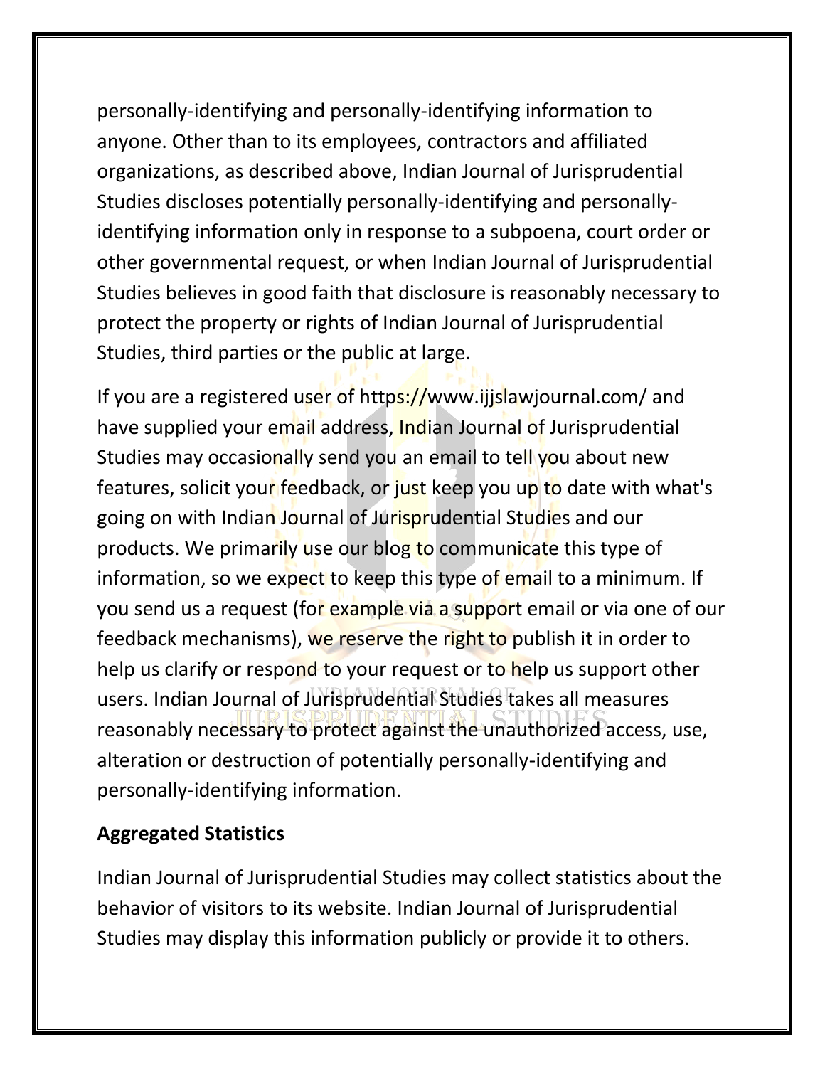personally-identifying and personally-identifying information to anyone. Other than to its employees, contractors and affiliated organizations, as described above, Indian Journal of Jurisprudential Studies discloses potentially personally-identifying and personally-identifying information only in response to a subpoena, court order or other governmental request, or when Indian Journal of Jurisprudential Studies believes in good faith that disclosure is reasonably necessary to protect the property or rights of Indian Journal of Jurisprudential Studies, third parties or the public at large.

If you are a registered user of https://www.ijjslawjournal.com/ and have supplied your email address, Indian Journal of Jurisprudential Studies may occasionally send you an email to tell you about new features, solicit your feedback, or just keep you up to date with what's going on with Indian Journal of Jurisprudential Studies and our products. We primarily use our blog to communicate this type of information, so we expect to keep this type of email to a minimum. If you send us a request (for example via a support email or via one of our feedback mechanisms), we reserve the right to publish it in order to help us clarify or respond to your request or to help us support other users. Indian Journal of Jurisprudential Studies takes all measures reasonably necessary to protect against the unauthorized access, use, alteration or destruction of potentially personally-identifying and personally-identifying information.

**Aggregated Statistics**

Indian Journal of Jurisprudential Studies may collect statistics about the behavior of visitors to its website. Indian Journal of Jurisprudential Studies may display this information publicly or provide it to others.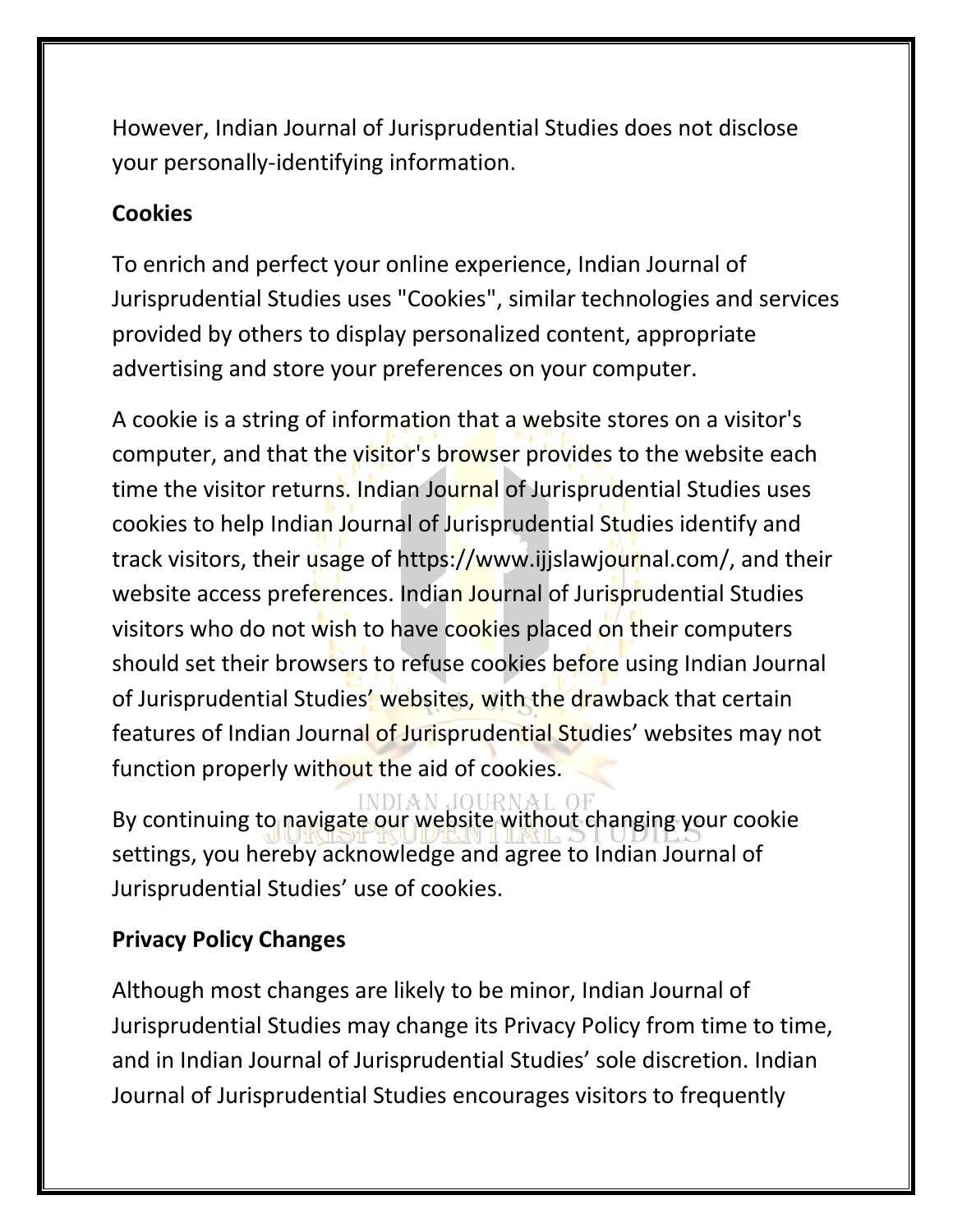However, Indian Journal of Jurisprudential Studies does not disclose your personally-identifying information.

## Cookies

To enrich and perfect your online experience, Indian Journal of Jurisprudential Studies uses "Cookies", similar technologies and services provided by others to display personalized content, appropriate advertising and store your preferences on your computer.

A cookie is a string of information that a website stores on a visitor's computer, and that the visitor's browser provides to the website each time the visitor returns. Indian Journal of Jurisprudential Studies uses cookies to help Indian Journal of Jurisprudential Studies identify and track visitors, their usage of https://www.ijjslawjournal.com/, and their website access preferences. Indian Journal of Jurisprudential Studies visitors who do not wish to have cookies placed on their computers should set their browsers to refuse cookies before using Indian Journal of Jurisprudential Studies' websites, with the drawback that certain features of Indian Journal of Jurisprudential Studies' websites may not function properly without the aid of cookies.

By continuing to navigate our website without changing your cookie settings, you hereby acknowledge and agree to Indian Journal of Jurisprudential Studies' use of cookies.

## Privacy Policy Changes

Although most changes are likely to be minor, Indian Journal of Jurisprudential Studies may change its Privacy Policy from time to time, and in Indian Journal of Jurisprudential Studies' sole discretion. Indian Journal of Jurisprudential Studies encourages visitors to frequently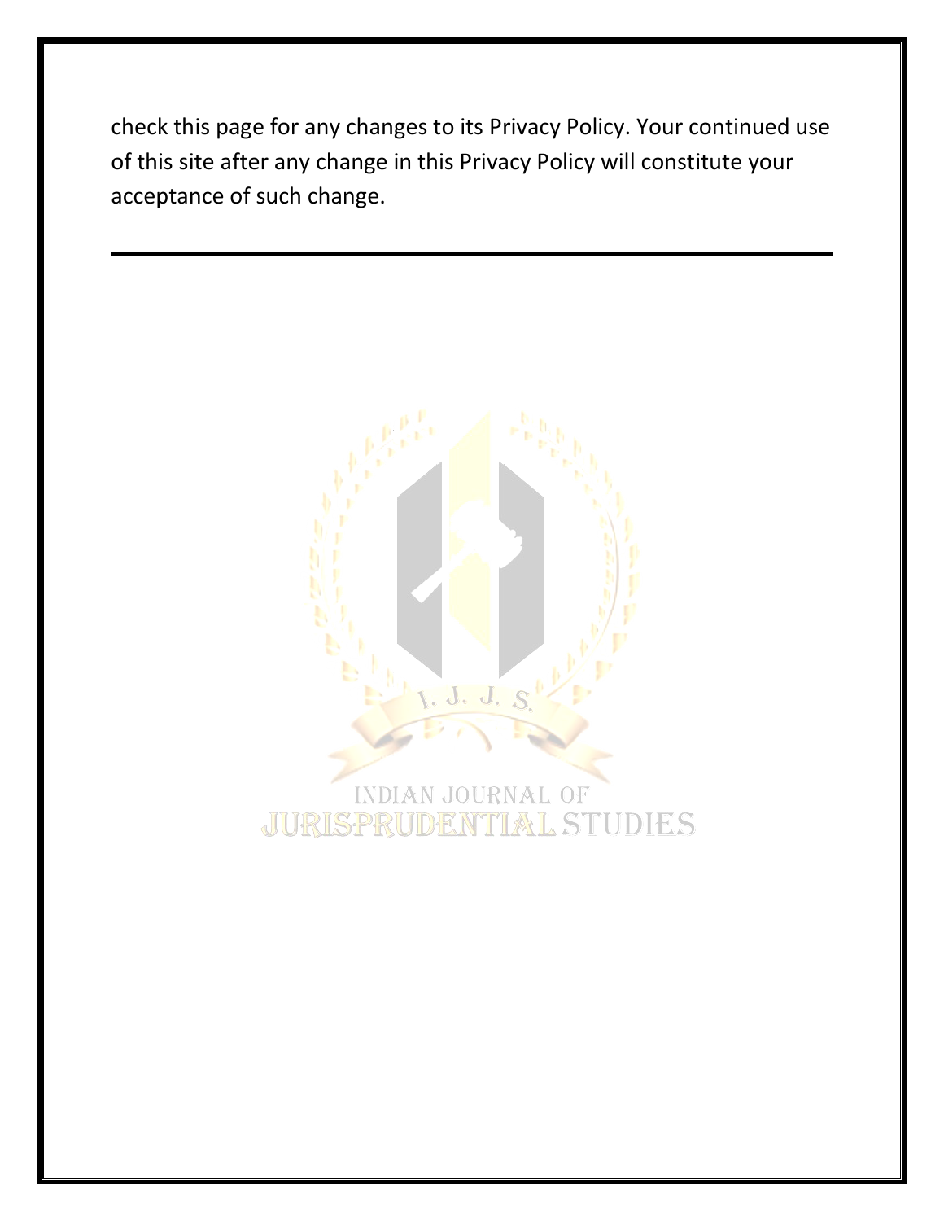check this page for any changes to its Privacy Policy. Your continued use of this site after any change in this Privacy Policy will constitute your acceptance of such change.

---